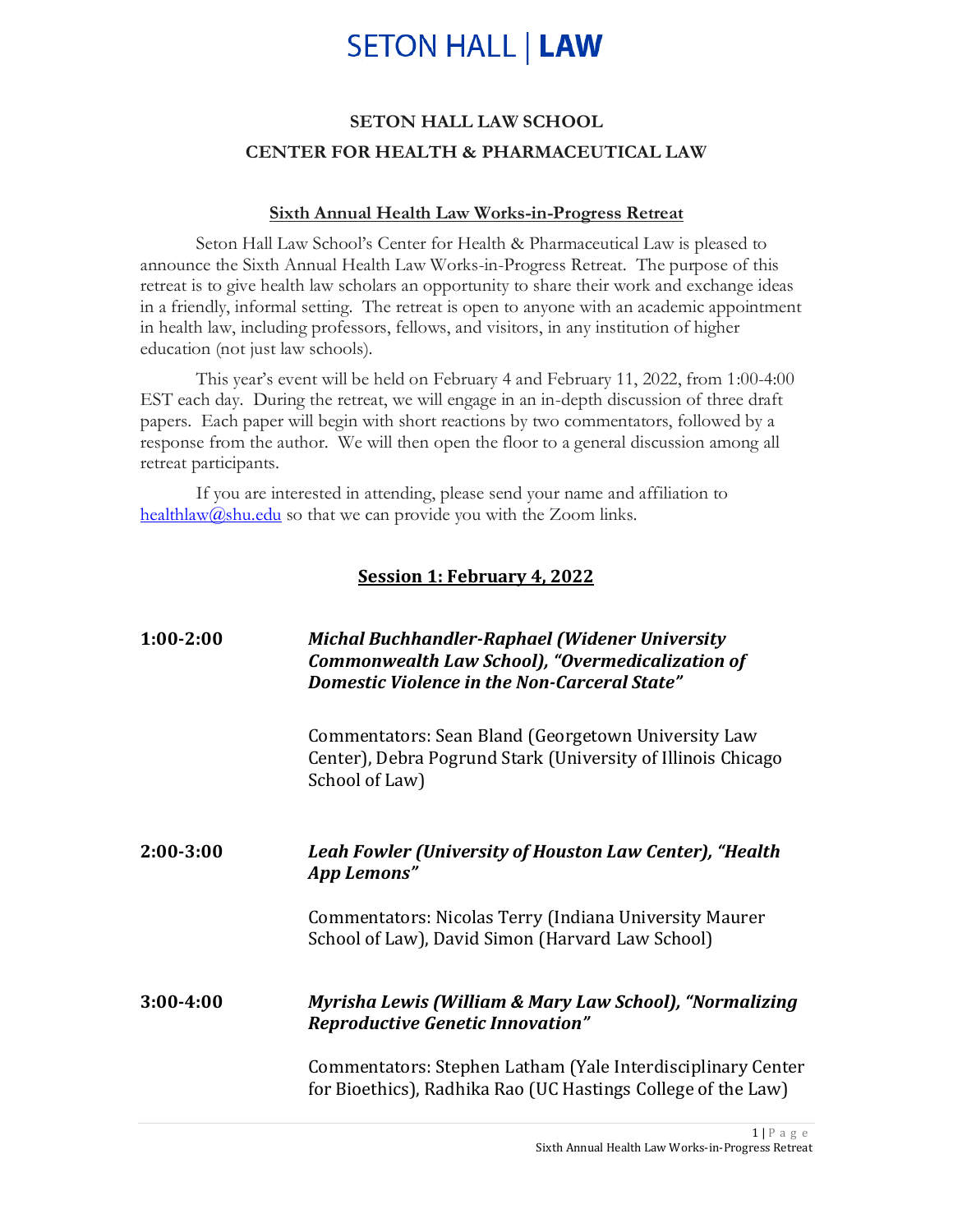# SETON HALL | LAW

## SETON HALL LAW SCHOOL
## CENTER FOR HEALTH & PHARMACEUTICAL LAW

### Sixth Annual Health Law Works-in-Progress Retreat

Seton Hall Law School's Center for Health & Pharmaceutical Law is pleased to announce the Sixth Annual Health Law Works-in-Progress Retreat. The purpose of this retreat is to give health law scholars an opportunity to share their work and exchange ideas in a friendly, informal setting. The retreat is open to anyone with an academic appointment in health law, including professors, fellows, and visitors, in any institution of higher education (not just law schools).

This year's event will be held on February 4 and February 11, 2022, from 1:00-4:00 EST each day. During the retreat, we will engage in an in-depth discussion of three draft papers. Each paper will begin with short reactions by two commentators, followed by a response from the author. We will then open the floor to a general discussion among all retreat participants.

If you are interested in attending, please send your name and affiliation to healthlaw@shu.edu so that we can provide you with the Zoom links.

### Session 1: February 4, 2022

**1:00-2:00** ***Michal Buchhandler-Raphael (Widener University Commonwealth Law School), "Overmedicalization of Domestic Violence in the Non-Carceral State"***

Commentators: Sean Bland (Georgetown University Law Center), Debra Pogrund Stark (University of Illinois Chicago School of Law)

**2:00-3:00** ***Leah Fowler (University of Houston Law Center), "Health App Lemons"***

Commentators: Nicolas Terry (Indiana University Maurer School of Law), David Simon (Harvard Law School)

**3:00-4:00** ***Myrisha Lewis (William & Mary Law School), "Normalizing Reproductive Genetic Innovation"***

Commentators: Stephen Latham (Yale Interdisciplinary Center for Bioethics), Radhika Rao (UC Hastings College of the Law)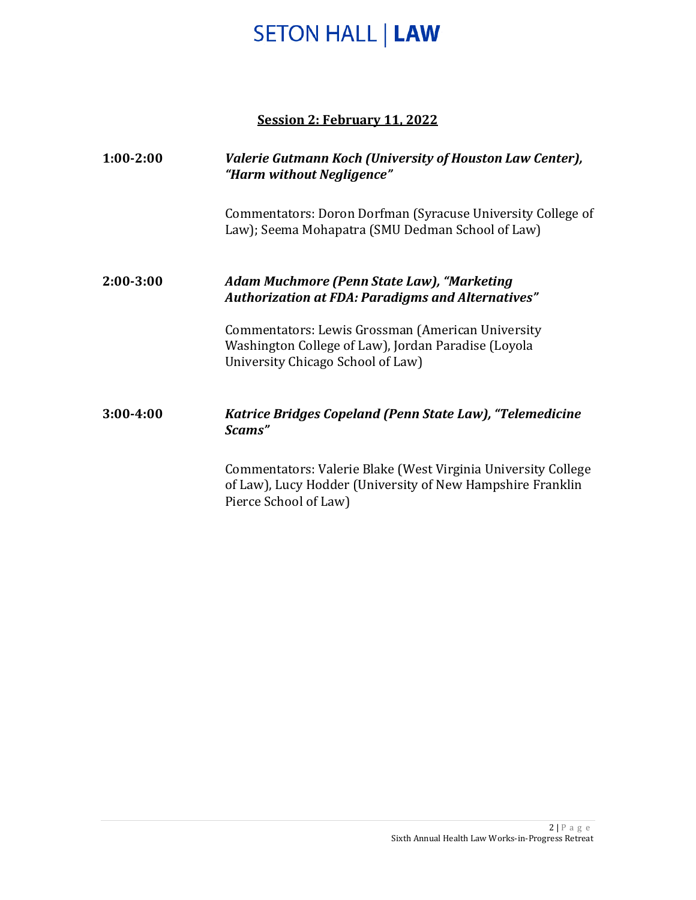SETON HALL | **LAW**

## Session 2: February 11, 2022

**1:00-2:00** ***Valerie Gutmann Koch (University of Houston Law Center), "Harm without Negligence"***

Commentators: Doron Dorfman (Syracuse University College of Law); Seema Mohapatra (SMU Dedman School of Law)

**2:00-3:00** ***Adam Muchmore (Penn State Law), "Marketing Authorization at FDA: Paradigms and Alternatives"***

Commentators: Lewis Grossman (American University Washington College of Law), Jordan Paradise (Loyola University Chicago School of Law)

**3:00-4:00** ***Katrice Bridges Copeland (Penn State Law), "Telemedicine Scams"***

Commentators: Valerie Blake (West Virginia University College of Law), Lucy Hodder (University of New Hampshire Franklin Pierce School of Law)